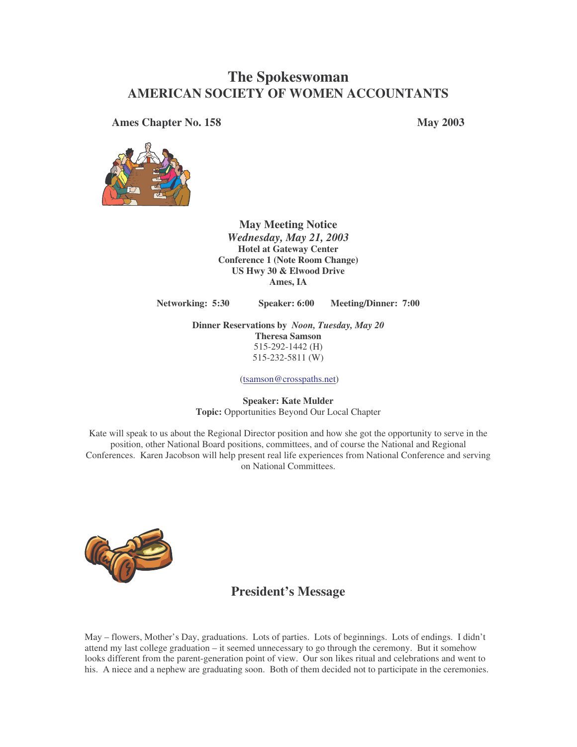# The Spokeswoman
## AMERICAN SOCIETY OF WOMEN ACCOUNTANTS

**Ames Chapter No. 158** **May 2003**

### May Meeting Notice

***Wednesday, May 21, 2003***
**Hotel at Gateway Center**
**Conference 1 (Note Room Change)**
**US Hwy 30 & Elwood Drive**
**Ames, IA**

**Networking: 5:30** **Speaker: 6:00** **Meeting/Dinner: 7:00**

**Dinner Reservations by** ***Noon, Tuesday, May 20***
**Theresa Samson**
515-292-1442 (H)
515-232-5811 (W)

(tsamson@crosspaths.net)

**Speaker: Kate Mulder**
**Topic:** Opportunities Beyond Our Local Chapter

Kate will speak to us about the Regional Director position and how she got the opportunity to serve in the position, other National Board positions, committees, and of course the National and Regional Conferences. Karen Jacobson will help present real life experiences from National Conference and serving on National Committees.

## President's Message

May – flowers, Mother's Day, graduations. Lots of parties. Lots of beginnings. Lots of endings. I didn't attend my last college graduation – it seemed unnecessary to go through the ceremony. But it somehow looks different from the parent-generation point of view. Our son likes ritual and celebrations and went to his. A niece and a nephew are graduating soon. Both of them decided not to participate in the ceremonies.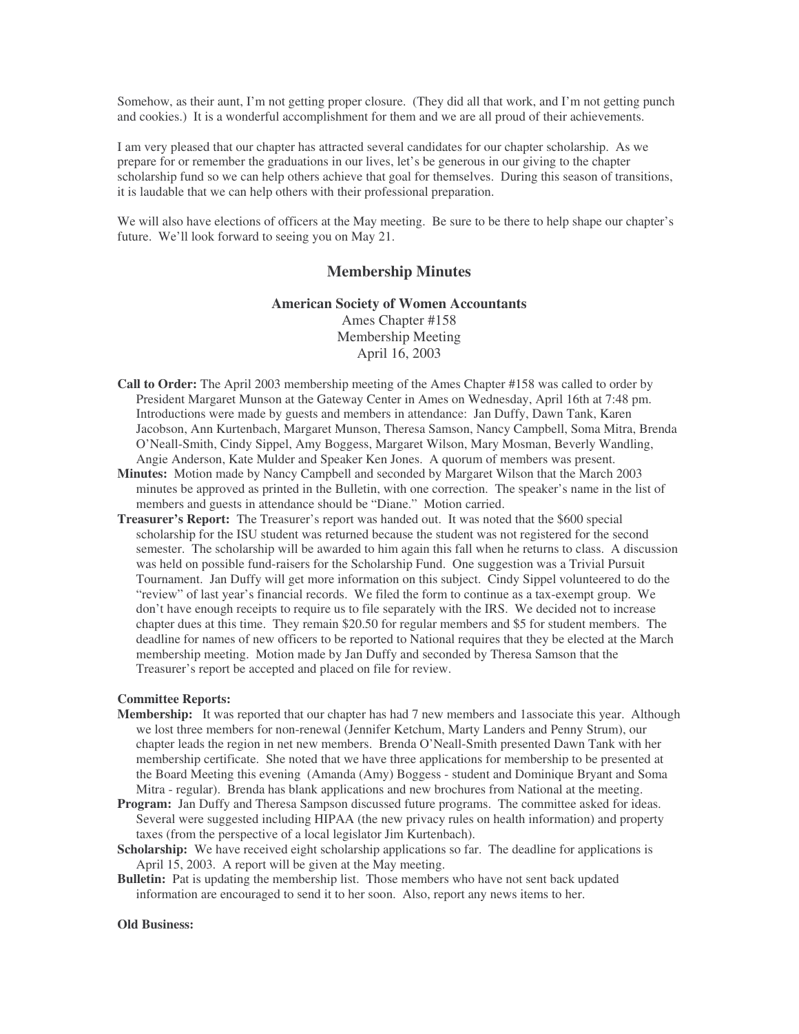Somehow, as their aunt, I'm not getting proper closure. (They did all that work, and I'm not getting punch and cookies.) It is a wonderful accomplishment for them and we are all proud of their achievements.

I am very pleased that our chapter has attracted several candidates for our chapter scholarship. As we prepare for or remember the graduations in our lives, let's be generous in our giving to the chapter scholarship fund so we can help others achieve that goal for themselves. During this season of transitions, it is laudable that we can help others with their professional preparation.

We will also have elections of officers at the May meeting. Be sure to be there to help shape our chapter's future. We'll look forward to seeing you on May 21.

## Membership Minutes

**American Society of Women Accountants**
Ames Chapter #158
Membership Meeting
April 16, 2003

**Call to Order:** The April 2003 membership meeting of the Ames Chapter #158 was called to order by President Margaret Munson at the Gateway Center in Ames on Wednesday, April 16th at 7:48 pm. Introductions were made by guests and members in attendance: Jan Duffy, Dawn Tank, Karen Jacobson, Ann Kurtenbach, Margaret Munson, Theresa Samson, Nancy Campbell, Soma Mitra, Brenda O'Neall-Smith, Cindy Sippel, Amy Boggess, Margaret Wilson, Mary Mosman, Beverly Wandling, Angie Anderson, Kate Mulder and Speaker Ken Jones. A quorum of members was present.

**Minutes:** Motion made by Nancy Campbell and seconded by Margaret Wilson that the March 2003 minutes be approved as printed in the Bulletin, with one correction. The speaker's name in the list of members and guests in attendance should be "Diane." Motion carried.

**Treasurer's Report:** The Treasurer's report was handed out. It was noted that the $600 special scholarship for the ISU student was returned because the student was not registered for the second semester. The scholarship will be awarded to him again this fall when he returns to class. A discussion was held on possible fund-raisers for the Scholarship Fund. One suggestion was a Trivial Pursuit Tournament. Jan Duffy will get more information on this subject. Cindy Sippel volunteered to do the "review" of last year's financial records. We filed the form to continue as a tax-exempt group. We don't have enough receipts to require us to file separately with the IRS. We decided not to increase chapter dues at this time. They remain $20.50 for regular members and $5 for student members. The deadline for names of new officers to be reported to National requires that they be elected at the March membership meeting. Motion made by Jan Duffy and seconded by Theresa Samson that the Treasurer's report be accepted and placed on file for review.

**Committee Reports:**

**Membership:** It was reported that our chapter has had 7 new members and 1associate this year. Although we lost three members for non-renewal (Jennifer Ketchum, Marty Landers and Penny Strum), our chapter leads the region in net new members. Brenda O'Neall-Smith presented Dawn Tank with her membership certificate. She noted that we have three applications for membership to be presented at the Board Meeting this evening (Amanda (Amy) Boggess - student and Dominique Bryant and Soma Mitra - regular). Brenda has blank applications and new brochures from National at the meeting.

**Program:** Jan Duffy and Theresa Sampson discussed future programs. The committee asked for ideas. Several were suggested including HIPAA (the new privacy rules on health information) and property taxes (from the perspective of a local legislator Jim Kurtenbach).

**Scholarship:** We have received eight scholarship applications so far. The deadline for applications is April 15, 2003. A report will be given at the May meeting.

**Bulletin:** Pat is updating the membership list. Those members who have not sent back updated information are encouraged to send it to her soon. Also, report any news items to her.

**Old Business:**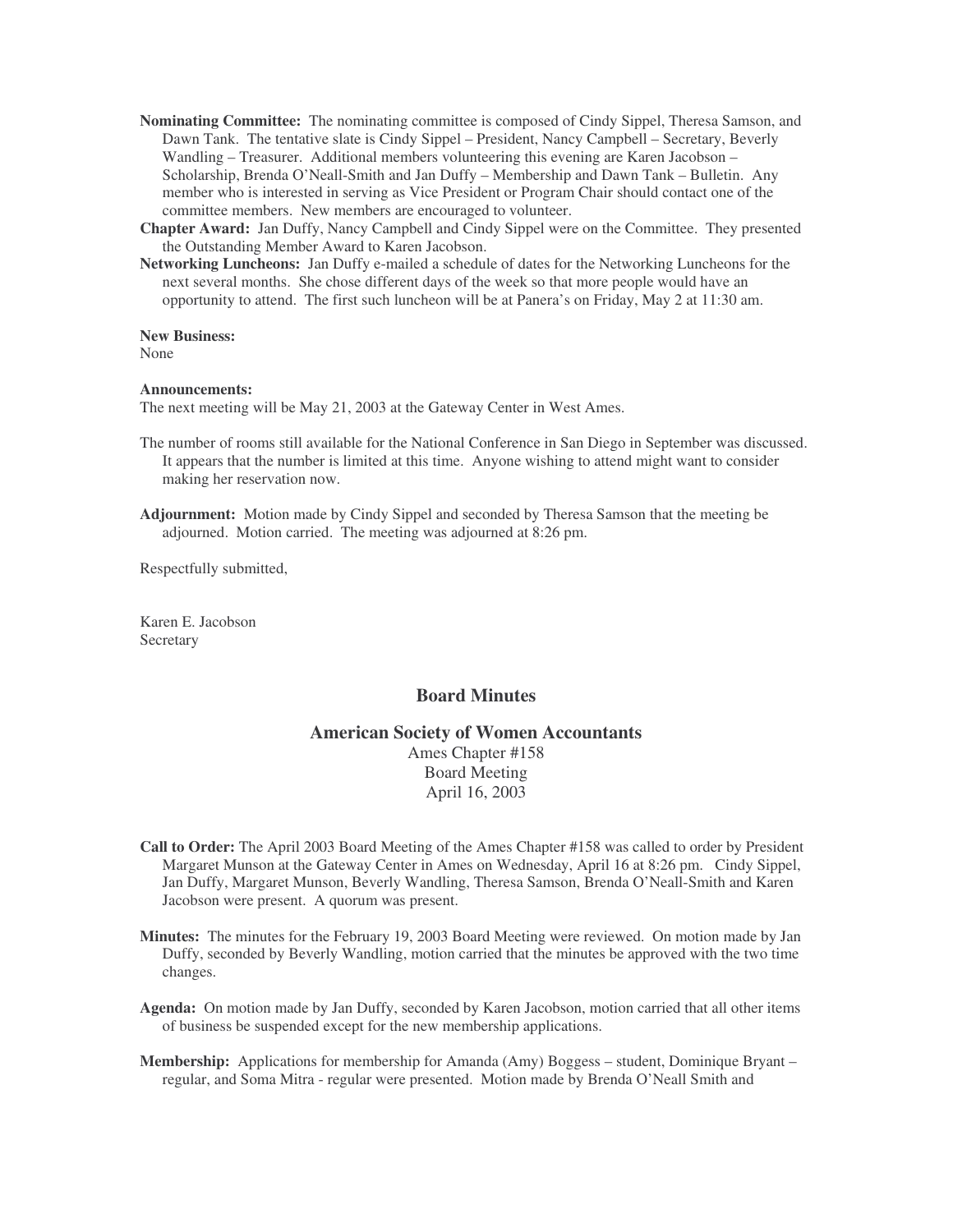**Nominating Committee:** The nominating committee is composed of Cindy Sippel, Theresa Samson, and Dawn Tank. The tentative slate is Cindy Sippel – President, Nancy Campbell – Secretary, Beverly Wandling – Treasurer. Additional members volunteering this evening are Karen Jacobson – Scholarship, Brenda O'Neall-Smith and Jan Duffy – Membership and Dawn Tank – Bulletin. Any member who is interested in serving as Vice President or Program Chair should contact one of the committee members. New members are encouraged to volunteer.

**Chapter Award:** Jan Duffy, Nancy Campbell and Cindy Sippel were on the Committee. They presented the Outstanding Member Award to Karen Jacobson.

**Networking Luncheons:** Jan Duffy e-mailed a schedule of dates for the Networking Luncheons for the next several months. She chose different days of the week so that more people would have an opportunity to attend. The first such luncheon will be at Panera's on Friday, May 2 at 11:30 am.

**New Business:**
None

**Announcements:**
The next meeting will be May 21, 2003 at the Gateway Center in West Ames.

The number of rooms still available for the National Conference in San Diego in September was discussed. It appears that the number is limited at this time. Anyone wishing to attend might want to consider making her reservation now.

**Adjournment:** Motion made by Cindy Sippel and seconded by Theresa Samson that the meeting be adjourned. Motion carried. The meeting was adjourned at 8:26 pm.

Respectfully submitted,

Karen E. Jacobson
Secretary

## Board Minutes

### American Society of Women Accountants

Ames Chapter #158
Board Meeting
April 16, 2003

**Call to Order:** The April 2003 Board Meeting of the Ames Chapter #158 was called to order by President Margaret Munson at the Gateway Center in Ames on Wednesday, April 16 at 8:26 pm. Cindy Sippel, Jan Duffy, Margaret Munson, Beverly Wandling, Theresa Samson, Brenda O'Neall-Smith and Karen Jacobson were present. A quorum was present.

**Minutes:** The minutes for the February 19, 2003 Board Meeting were reviewed. On motion made by Jan Duffy, seconded by Beverly Wandling, motion carried that the minutes be approved with the two time changes.

**Agenda:** On motion made by Jan Duffy, seconded by Karen Jacobson, motion carried that all other items of business be suspended except for the new membership applications.

**Membership:** Applications for membership for Amanda (Amy) Boggess – student, Dominique Bryant – regular, and Soma Mitra - regular were presented. Motion made by Brenda O'Neall Smith and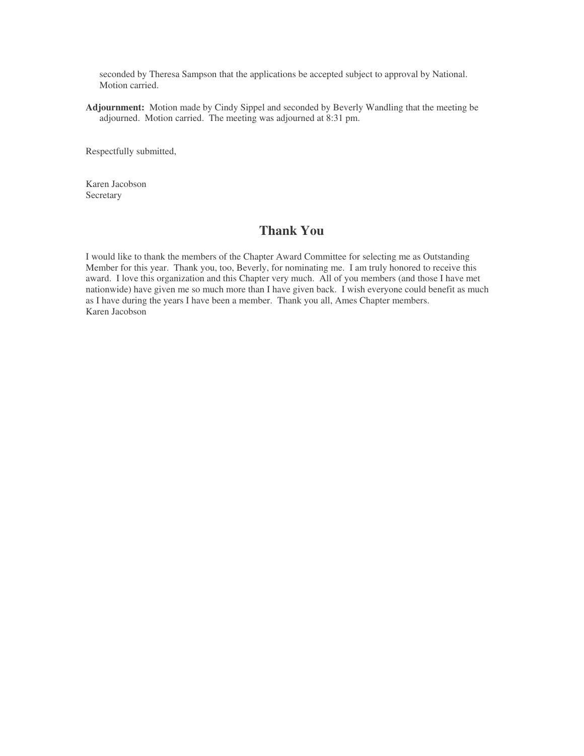seconded by Theresa Sampson that the applications be accepted subject to approval by National. Motion carried.

**Adjournment:** Motion made by Cindy Sippel and seconded by Beverly Wandling that the meeting be adjourned. Motion carried. The meeting was adjourned at 8:31 pm.

Respectfully submitted,

Karen Jacobson
Secretary

## Thank You

I would like to thank the members of the Chapter Award Committee for selecting me as Outstanding Member for this year. Thank you, too, Beverly, for nominating me. I am truly honored to receive this award. I love this organization and this Chapter very much. All of you members (and those I have met nationwide) have given me so much more than I have given back. I wish everyone could benefit as much as I have during the years I have been a member. Thank you all, Ames Chapter members.
Karen Jacobson